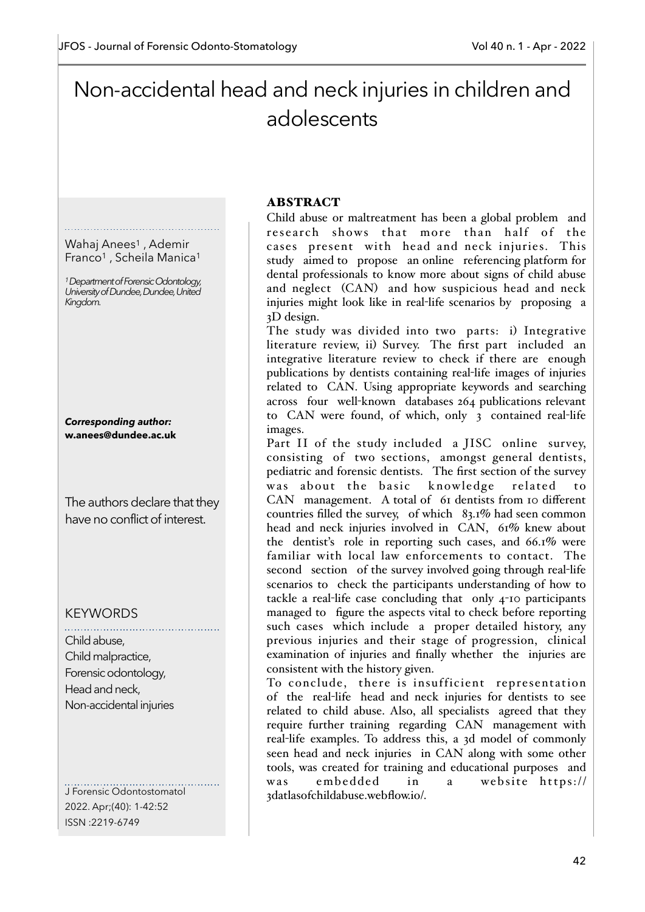# Non-accidental head and neck injuries in children and adolescents

Wahaj Anees[1], Ademir Franco[1], Scheila Manica[1]

[1] *Department of Forensic Odontology, University of Dundee, Dundee, United Kingdom.*

***Corresponding author:***
**w.anees@dundee.ac.uk**

The authors declare that they have no conflict of interest.

## KEYWORDS

Child abuse,
Child malpractice,
Forensic odontology,
Head and neck,
Non-accidental injuries

J Forensic Odontostomatol 2022. Apr;(40): 1-42:52
ISSN :2219-6749

## ABSTRACT

Child abuse or maltreatment has been a global problem and research shows that more than half of the cases present with head and neck injuries. This study aimed to propose an online referencing platform for dental professionals to know more about signs of child abuse and neglect (CAN) and how suspicious head and neck injuries might look like in real-life scenarios by proposing a 3D design.

The study was divided into two parts: i) Integrative literature review, ii) Survey. The first part included an integrative literature review to check if there are enough publications by dentists containing real-life images of injuries related to CAN. Using appropriate keywords and searching across four well-known databases 264 publications relevant to CAN were found, of which, only 3 contained real-life images.

Part II of the study included a JISC online survey, consisting of two sections, amongst general dentists, pediatric and forensic dentists. The first section of the survey was about the basic knowledge related to CAN management. A total of 61 dentists from 10 different countries filled the survey, of which 83.1% had seen common head and neck injuries involved in CAN, 61% knew about the dentist's role in reporting such cases, and 66.1% were familiar with local law enforcements to contact. The second section of the survey involved going through real-life scenarios to check the participants understanding of how to tackle a real-life case concluding that only 4-10 participants managed to figure the aspects vital to check before reporting such cases which include a proper detailed history, any previous injuries and their stage of progression, clinical examination of injuries and finally whether the injuries are consistent with the history given.

To conclude, there is insufficient representation of the real-life head and neck injuries for dentists to see related to child abuse. Also, all specialists agreed that they require further training regarding CAN management with real-life examples. To address this, a 3d model of commonly seen head and neck injuries in CAN along with some other tools, was created for training and educational purposes and was embedded in a website https://3datlasofchildabuse.webflow.io/.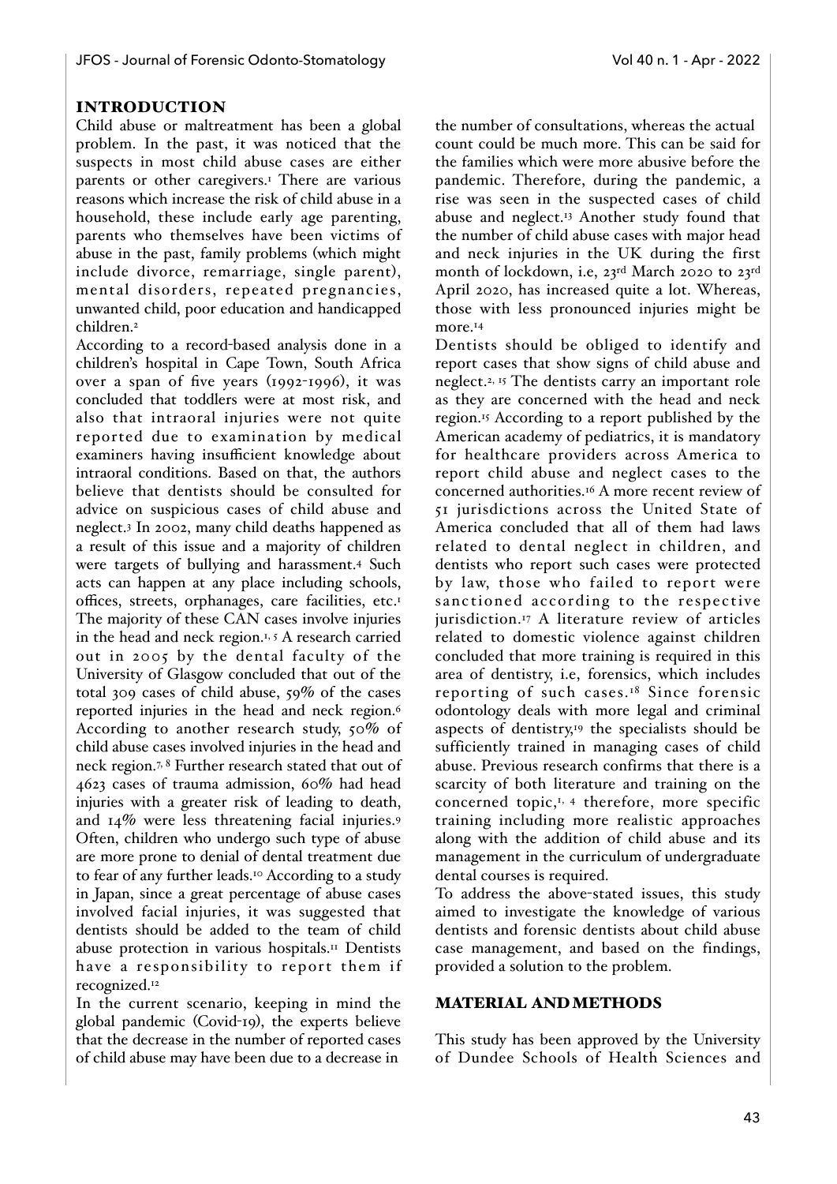## INTRODUCTION

Child abuse or maltreatment has been a global problem. In the past, it was noticed that the suspects in most child abuse cases are either parents or other caregivers.[1] There are various reasons which increase the risk of child abuse in a household, these include early age parenting, parents who themselves have been victims of abuse in the past, family problems (which might include divorce, remarriage, single parent), mental disorders, repeated pregnancies, unwanted child, poor education and handicapped children.[2]

According to a record-based analysis done in a children's hospital in Cape Town, South Africa over a span of five years (1992-1996), it was concluded that toddlers were at most risk, and also that intraoral injuries were not quite reported due to examination by medical examiners having insufficient knowledge about intraoral conditions. Based on that, the authors believe that dentists should be consulted for advice on suspicious cases of child abuse and neglect.[3] In 2002, many child deaths happened as a result of this issue and a majority of children were targets of bullying and harassment.[4] Such acts can happen at any place including schools, offices, streets, orphanages, care facilities, etc.[1] The majority of these CAN cases involve injuries in the head and neck region.[1, 5] A research carried out in 2005 by the dental faculty of the University of Glasgow concluded that out of the total 309 cases of child abuse, 59% of the cases reported injuries in the head and neck region.[6] According to another research study, 50% of child abuse cases involved injuries in the head and neck region.[7, 8] Further research stated that out of 4623 cases of trauma admission, 60% had head injuries with a greater risk of leading to death, and 14% were less threatening facial injuries.[9] Often, children who undergo such type of abuse are more prone to denial of dental treatment due to fear of any further leads.[10] According to a study in Japan, since a great percentage of abuse cases involved facial injuries, it was suggested that dentists should be added to the team of child abuse protection in various hospitals.[11] Dentists have a responsibility to report them if recognized.[12]

In the current scenario, keeping in mind the global pandemic (Covid-19), the experts believe that the decrease in the number of reported cases of child abuse may have been due to a decrease in the number of consultations, whereas the actual count could be much more. This can be said for the families which were more abusive before the pandemic. Therefore, during the pandemic, a rise was seen in the suspected cases of child abuse and neglect.[13] Another study found that the number of child abuse cases with major head and neck injuries in the UK during the first month of lockdown, i.e, 23rd March 2020 to 23rd April 2020, has increased quite a lot. Whereas, those with less pronounced injuries might be more.[14]

Dentists should be obliged to identify and report cases that show signs of child abuse and neglect.[2, 15] The dentists carry an important role as they are concerned with the head and neck region.[15] According to a report published by the American academy of pediatrics, it is mandatory for healthcare providers across America to report child abuse and neglect cases to the concerned authorities.[16] A more recent review of 51 jurisdictions across the United State of America concluded that all of them had laws related to dental neglect in children, and dentists who report such cases were protected by law, those who failed to report were sanctioned according to the respective jurisdiction.[17] A literature review of articles related to domestic violence against children concluded that more training is required in this area of dentistry, i.e, forensics, which includes reporting of such cases.[18] Since forensic odontology deals with more legal and criminal aspects of dentistry,[19] the specialists should be sufficiently trained in managing cases of child abuse. Previous research confirms that there is a scarcity of both literature and training on the concerned topic,[1, 4] therefore, more specific training including more realistic approaches along with the addition of child abuse and its management in the curriculum of undergraduate dental courses is required.

To address the above-stated issues, this study aimed to investigate the knowledge of various dentists and forensic dentists about child abuse case management, and based on the findings, provided a solution to the problem.

## MATERIAL AND METHODS

This study has been approved by the University of Dundee Schools of Health Sciences and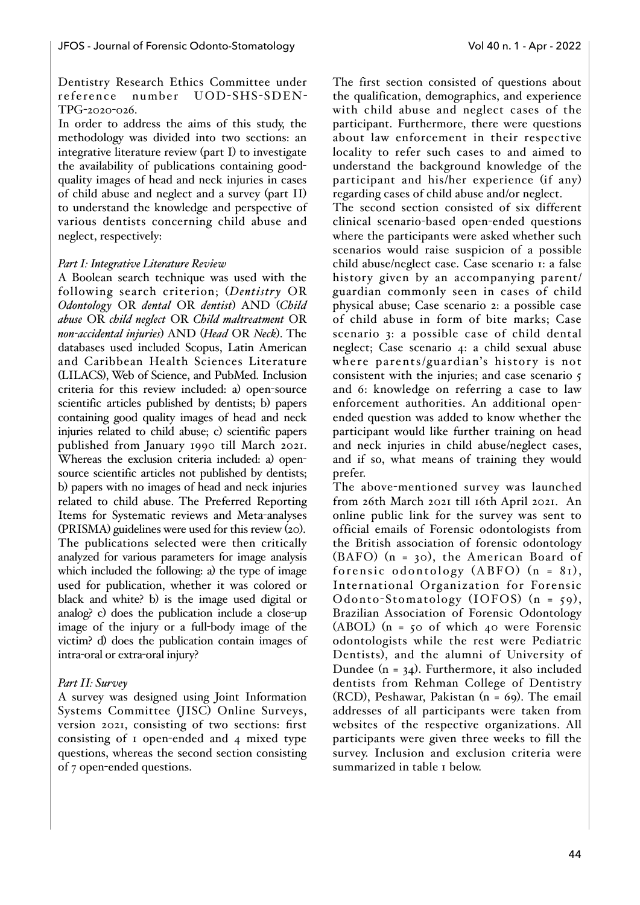Dentistry Research Ethics Committee under reference number UOD-SHS-SDEN-TPG-2020-026.

In order to address the aims of this study, the methodology was divided into two sections: an integrative literature review (part I) to investigate the availability of publications containing good-quality images of head and neck injuries in cases of child abuse and neglect and a survey (part II) to understand the knowledge and perspective of various dentists concerning child abuse and neglect, respectively:

*Part I: Integrative Literature Review*

A Boolean search technique was used with the following search criterion; (*Dentistry* OR *Odontology* OR *dental* OR *dentist*) AND (*Child abuse* OR *child neglect* OR *Child maltreatment* OR *non-accidental injuries*) AND (*Head* OR *Neck*). The databases used included Scopus, Latin American and Caribbean Health Sciences Literature (LILACS), Web of Science, and PubMed. Inclusion criteria for this review included: a) open-source scientific articles published by dentists; b) papers containing good quality images of head and neck injuries related to child abuse; c) scientific papers published from January 1990 till March 2021. Whereas the exclusion criteria included: a) open-source scientific articles not published by dentists; b) papers with no images of head and neck injuries related to child abuse. The Preferred Reporting Items for Systematic reviews and Meta-analyses (PRISMA) guidelines were used for this review (20). The publications selected were then critically analyzed for various parameters for image analysis which included the following: a) the type of image used for publication, whether it was colored or black and white? b) is the image used digital or analog? c) does the publication include a close-up image of the injury or a full-body image of the victim? d) does the publication contain images of intra-oral or extra-oral injury?

*Part II: Survey*

A survey was designed using Joint Information Systems Committee (JISC) Online Surveys, version 2021, consisting of two sections: first consisting of 1 open-ended and 4 mixed type questions, whereas the second section consisting of 7 open-ended questions.

The first section consisted of questions about the qualification, demographics, and experience with child abuse and neglect cases of the participant. Furthermore, there were questions about law enforcement in their respective locality to refer such cases to and aimed to understand the background knowledge of the participant and his/her experience (if any) regarding cases of child abuse and/or neglect.

The second section consisted of six different clinical scenario-based open-ended questions where the participants were asked whether such scenarios would raise suspicion of a possible child abuse/neglect case. Case scenario 1: a false history given by an accompanying parent/guardian commonly seen in cases of child physical abuse; Case scenario 2: a possible case of child abuse in form of bite marks; Case scenario 3: a possible case of child dental neglect; Case scenario 4: a child sexual abuse where parents/guardian's history is not consistent with the injuries; and case scenario 5 and 6: knowledge on referring a case to law enforcement authorities. An additional open-ended question was added to know whether the participant would like further training on head and neck injuries in child abuse/neglect cases, and if so, what means of training they would prefer.

The above-mentioned survey was launched from 26th March 2021 till 16th April 2021. An online public link for the survey was sent to official emails of Forensic odontologists from the British association of forensic odontology (BAFO) (n = 30), the American Board of forensic odontology (ABFO) (n = 81), International Organization for Forensic Odonto-Stomatology (IOFOS) (n = 59), Brazilian Association of Forensic Odontology (ABOL) (n = 50 of which 40 were Forensic odontologists while the rest were Pediatric Dentists), and the alumni of University of Dundee (n = 34). Furthermore, it also included dentists from Rehman College of Dentistry (RCD), Peshawar, Pakistan (n = 69). The email addresses of all participants were taken from websites of the respective organizations. All participants were given three weeks to fill the survey. Inclusion and exclusion criteria were summarized in table 1 below.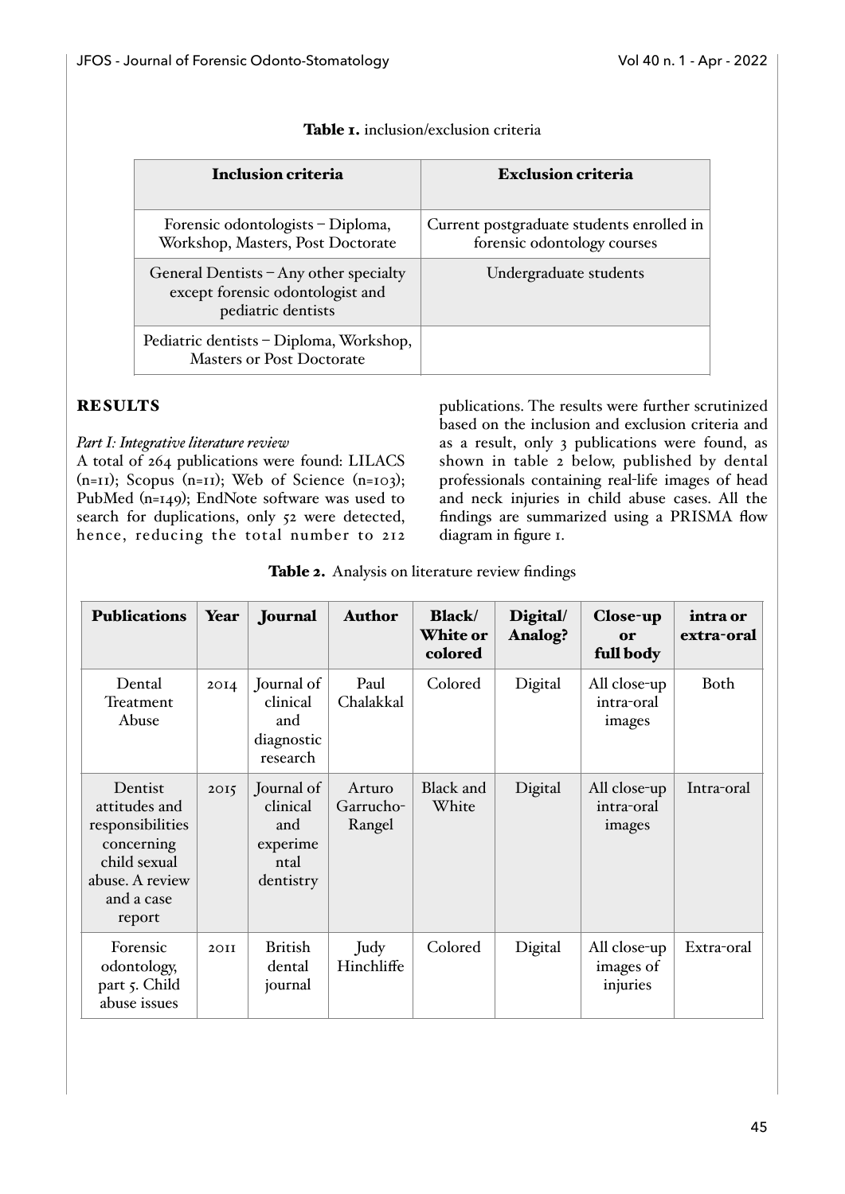**Table 1.** inclusion/exclusion criteria

| Inclusion criteria | Exclusion criteria |
|---|---|
| Forensic odontologists – Diploma, Workshop, Masters, Post Doctorate | Current postgraduate students enrolled in forensic odontology courses |
| General Dentists – Any other specialty except forensic odontologist and pediatric dentists | Undergraduate students |
| Pediatric dentists – Diploma, Workshop, Masters or Post Doctorate | |

## RESULTS

*Part I: Integrative literature review*

A total of 264 publications were found: LILACS (n=11); Scopus (n=11); Web of Science (n=103); PubMed (n=149); EndNote software was used to search for duplications, only 52 were detected, hence, reducing the total number to 212 publications. The results were further scrutinized based on the inclusion and exclusion criteria and as a result, only 3 publications were found, as shown in table 2 below, published by dental professionals containing real-life images of head and neck injuries in child abuse cases. All the findings are summarized using a PRISMA flow diagram in figure 1.

**Table 2.** Analysis on literature review findings

| Publications | Year | Journal | Author | Black/ White or colored | Digital/ Analog? | Close-up or full body | intra or extra-oral |
|---|---|---|---|---|---|---|---|
| Dental Treatment Abuse | 2014 | Journal of clinical and diagnostic research | Paul Chalakkal | Colored | Digital | All close-up intra-oral images | Both |
| Dentist attitudes and responsibilities concerning child sexual abuse. A review and a case report | 2015 | Journal of clinical and experimental dentistry | Arturo Garrucho-Rangel | Black and White | Digital | All close-up intra-oral images | Intra-oral |
| Forensic odontology, part 5. Child abuse issues | 2011 | British dental journal | Judy Hinchliffe | Colored | Digital | All close-up images of injuries | Extra-oral |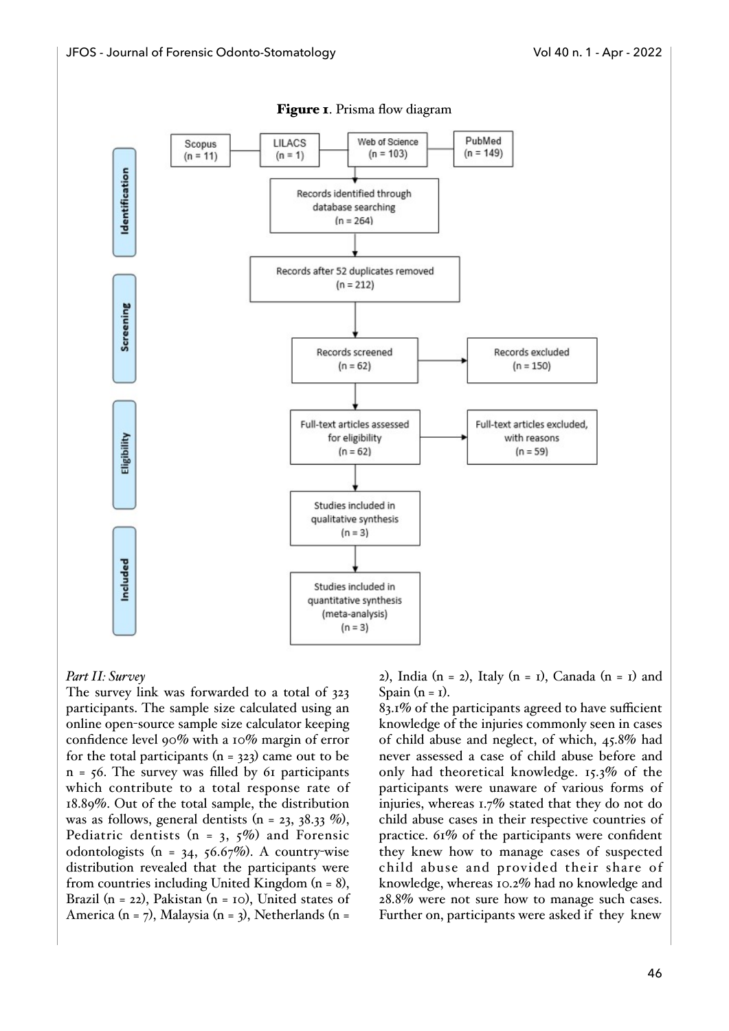**Figure 1**. Prisma flow diagram

Identification:
- Scopus (n = 11)
- LILACS (n = 1)
- Web of Science (n = 103)
- PubMed (n = 149)
- Records identified through database searching (n = 264)
- Records after 52 duplicates removed (n = 212)

Screening:
- Records screened (n = 62)
- Records excluded (n = 150)

Eligibility:
- Full-text articles assessed for eligibility (n = 62)
- Full-text articles excluded, with reasons (n = 59)

Included:
- Studies included in qualitative synthesis (n = 3)
- Studies included in quantitative synthesis (meta-analysis) (n = 3)

*Part II: Survey*

The survey link was forwarded to a total of 323 participants. The sample size calculated using an online open-source sample size calculator keeping confidence level 90% with a 10% margin of error for the total participants (n = 323) came out to be n = 56. The survey was filled by 61 participants which contribute to a total response rate of 18.89%. Out of the total sample, the distribution was as follows, general dentists (n = 23, 38.33 %), Pediatric dentists (n = 3, 5%) and Forensic odontologists (n = 34, 56.67%). A country-wise distribution revealed that the participants were from countries including United Kingdom (n = 8), Brazil (n = 22), Pakistan (n = 10), United states of America (n = 7), Malaysia (n = 3), Netherlands (n = 2), India (n = 2), Italy (n = 1), Canada (n = 1) and Spain (n = 1).

83.1% of the participants agreed to have sufficient knowledge of the injuries commonly seen in cases of child abuse and neglect, of which, 45.8% had never assessed a case of child abuse before and only had theoretical knowledge. 15.3% of the participants were unaware of various forms of injuries, whereas 1.7% stated that they do not do child abuse cases in their respective countries of practice. 61% of the participants were confident they knew how to manage cases of suspected child abuse and provided their share of knowledge, whereas 10.2% had no knowledge and 28.8% were not sure how to manage such cases. Further on, participants were asked if they knew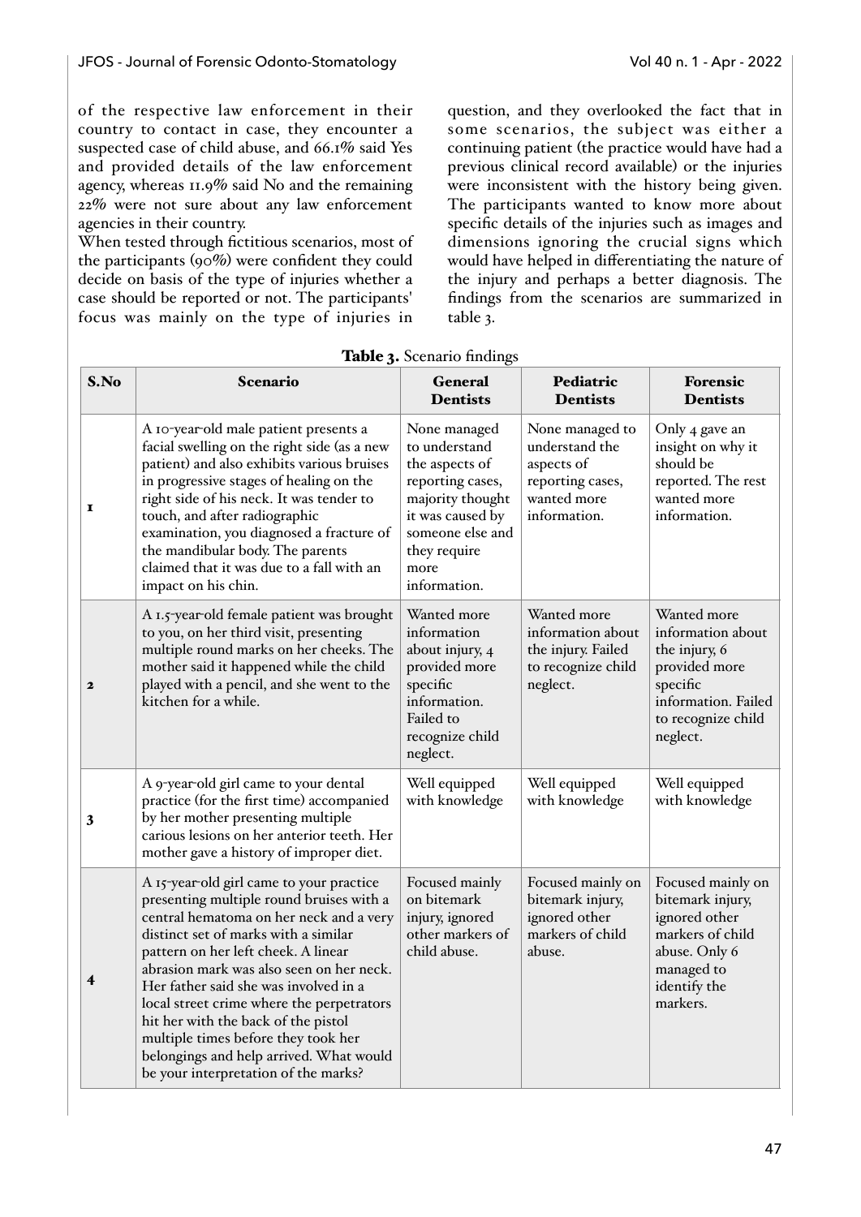of the respective law enforcement in their country to contact in case, they encounter a suspected case of child abuse, and 66.1% said Yes and provided details of the law enforcement agency, whereas 11.9% said No and the remaining 22% were not sure about any law enforcement agencies in their country.

When tested through fictitious scenarios, most of the participants (90%) were confident they could decide on basis of the type of injuries whether a case should be reported or not. The participants' focus was mainly on the type of injuries in question, and they overlooked the fact that in some scenarios, the subject was either a continuing patient (the practice would have had a previous clinical record available) or the injuries were inconsistent with the history being given. The participants wanted to know more about specific details of the injuries such as images and dimensions ignoring the crucial signs which would have helped in differentiating the nature of the injury and perhaps a better diagnosis. The findings from the scenarios are summarized in table 3.

**Table 3.** Scenario findings

| S.No | Scenario | General Dentists | Pediatric Dentists | Forensic Dentists |
|---|---|---|---|---|
| 1 | A 10-year-old male patient presents a facial swelling on the right side (as a new patient) and also exhibits various bruises in progressive stages of healing on the right side of his neck. It is tender to touch, and after radiographic examination, you diagnosed a fracture of the mandibular body. The parents claimed that it was due to a fall with an impact on his chin. | None managed to understand the aspects of reporting cases, majority thought it was caused by someone else and they require more information. | None managed to understand the aspects of reporting cases, wanted more information. | Only 4 gave an insight on why it should be reported. The rest wanted more information. |
| 2 | A 1.5-year-old female patient was brought to you, on her third visit, presenting multiple round marks on her cheeks. The mother said it happened while the child played with a pencil, and she went to the kitchen for a while. | Wanted more information about injury, 4 provided more specific information. Failed to recognize child neglect. | Wanted more information about the injury. Failed to recognize child neglect. | Wanted more information about the injury, 6 provided more specific information. Failed to recognize child neglect. |
| 3 | A 9-year-old girl came to your dental practice (for the first time) accompanied by her mother presenting multiple carious lesions on her anterior teeth. Her mother gave a history of improper diet. | Well equipped with knowledge | Well equipped with knowledge | Well equipped with knowledge |
| 4 | A 15-year-old girl came to your practice presenting multiple round bruises with a central hematoma on her neck and a very distinct set of marks with a similar pattern on her left cheek. A linear abrasion mark was also seen on her neck. Her father said she was involved in a local street crime where the perpetrators hit her with the back of the pistol multiple times before they took her belongings and help arrived. What would be your interpretation of the marks? | Focused mainly on bitemark injury, ignored other markers of child abuse. | Focused mainly on bitemark injury, ignored other markers of child abuse. | Focused mainly on bitemark injury, ignored other markers of child abuse. Only 6 managed to identify the markers. |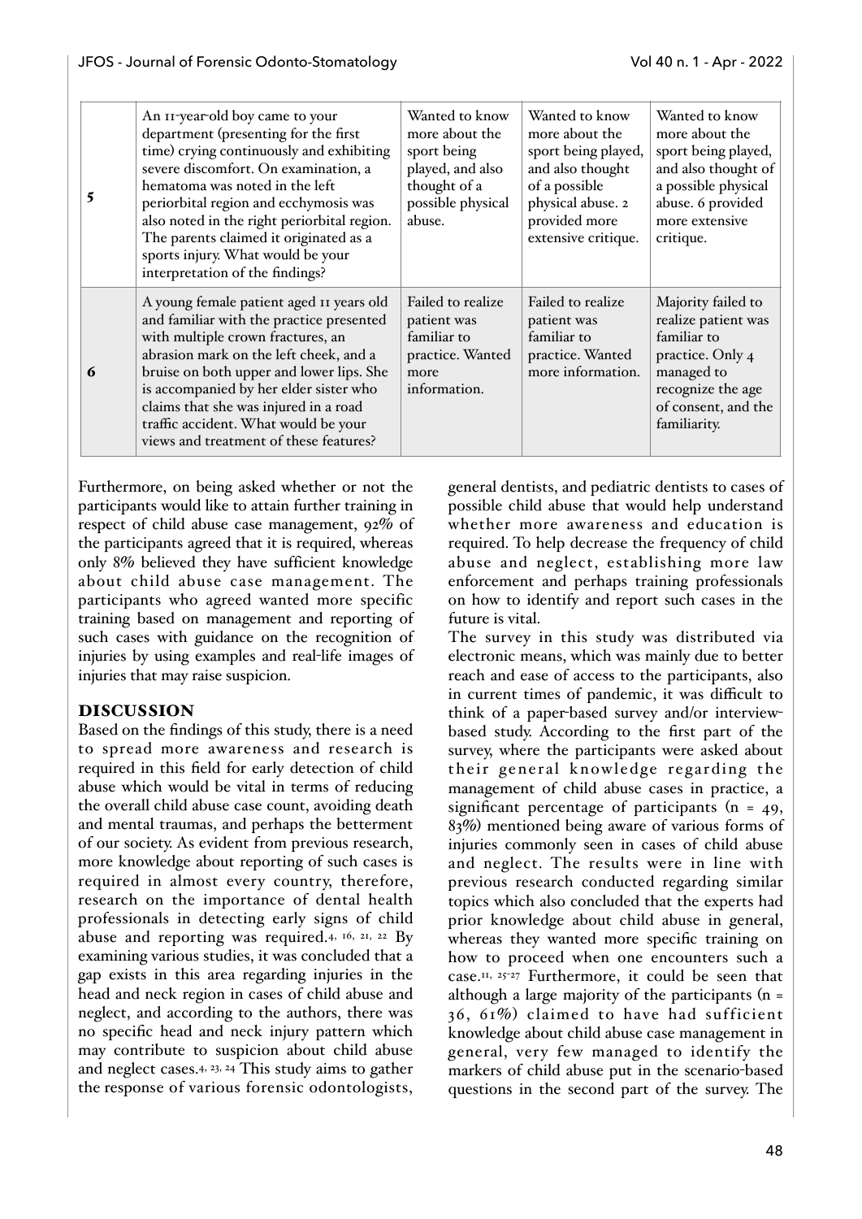| | | | | |
|---|---|---|---|---|
| **5** | An 11-year-old boy came to your department (presenting for the first time) crying continuously and exhibiting severe discomfort. On examination, a hematoma was noted in the left periorbital region and ecchymosis was also noted in the right periorbital region. The parents claimed it originated as a sports injury. What would be your interpretation of the findings? | Wanted to know more about the sport being played, and also thought of a possible physical abuse. | Wanted to know more about the sport being played, and also thought of a possible physical abuse. 2 provided more extensive critique. | Wanted to know more about the sport being played, and also thought of a possible physical abuse. 6 provided more extensive critique. |
| **6** | A young female patient aged 11 years old and familiar with the practice presented with multiple crown fractures, an abrasion mark on the left cheek, and a bruise on both upper and lower lips. She is accompanied by her elder sister who claims that she was injured in a road traffic accident. What would be your views and treatment of these features? | Failed to realize patient was familiar to practice. Wanted more information. | Failed to realize patient was familiar to practice. Wanted more information. | Majority failed to realize patient was familiar to practice. Only 4 managed to recognize the age of consent, and the familiarity. |

Furthermore, on being asked whether or not the participants would like to attain further training in respect of child abuse case management, 92% of the participants agreed that it is required, whereas only 8% believed they have sufficient knowledge about child abuse case management. The participants who agreed wanted more specific training based on management and reporting of such cases with guidance on the recognition of injuries by using examples and real-life images of injuries that may raise suspicion.

## DISCUSSION

Based on the findings of this study, there is a need to spread more awareness and research is required in this field for early detection of child abuse which would be vital in terms of reducing the overall child abuse case count, avoiding death and mental traumas, and perhaps the betterment of our society. As evident from previous research, more knowledge about reporting of such cases is required in almost every country, therefore, research on the importance of dental health professionals in detecting early signs of child abuse and reporting was required.[4, 16, 21, 22] By examining various studies, it was concluded that a gap exists in this area regarding injuries in the head and neck region in cases of child abuse and neglect, and according to the authors, there was no specific head and neck injury pattern which may contribute to suspicion about child abuse and neglect cases.[4, 23, 24] This study aims to gather the response of various forensic odontologists, general dentists, and pediatric dentists to cases of possible child abuse that would help understand whether more awareness and education is required. To help decrease the frequency of child abuse and neglect, establishing more law enforcement and perhaps training professionals on how to identify and report such cases in the future is vital.

The survey in this study was distributed via electronic means, which was mainly due to better reach and ease of access to the participants, also in current times of pandemic, it was difficult to think of a paper-based survey and/or interview-based study. According to the first part of the survey, where the participants were asked about their general knowledge regarding the management of child abuse cases in practice, a significant percentage of participants (n = 49, 83%) mentioned being aware of various forms of injuries commonly seen in cases of child abuse and neglect. The results were in line with previous research conducted regarding similar topics which also concluded that the experts had prior knowledge about child abuse in general, whereas they wanted more specific training on how to proceed when one encounters such a case.[11, 25-27] Furthermore, it could be seen that although a large majority of the participants (n = 36, 61%) claimed to have had sufficient knowledge about child abuse case management in general, very few managed to identify the markers of child abuse put in the scenario-based questions in the second part of the survey. The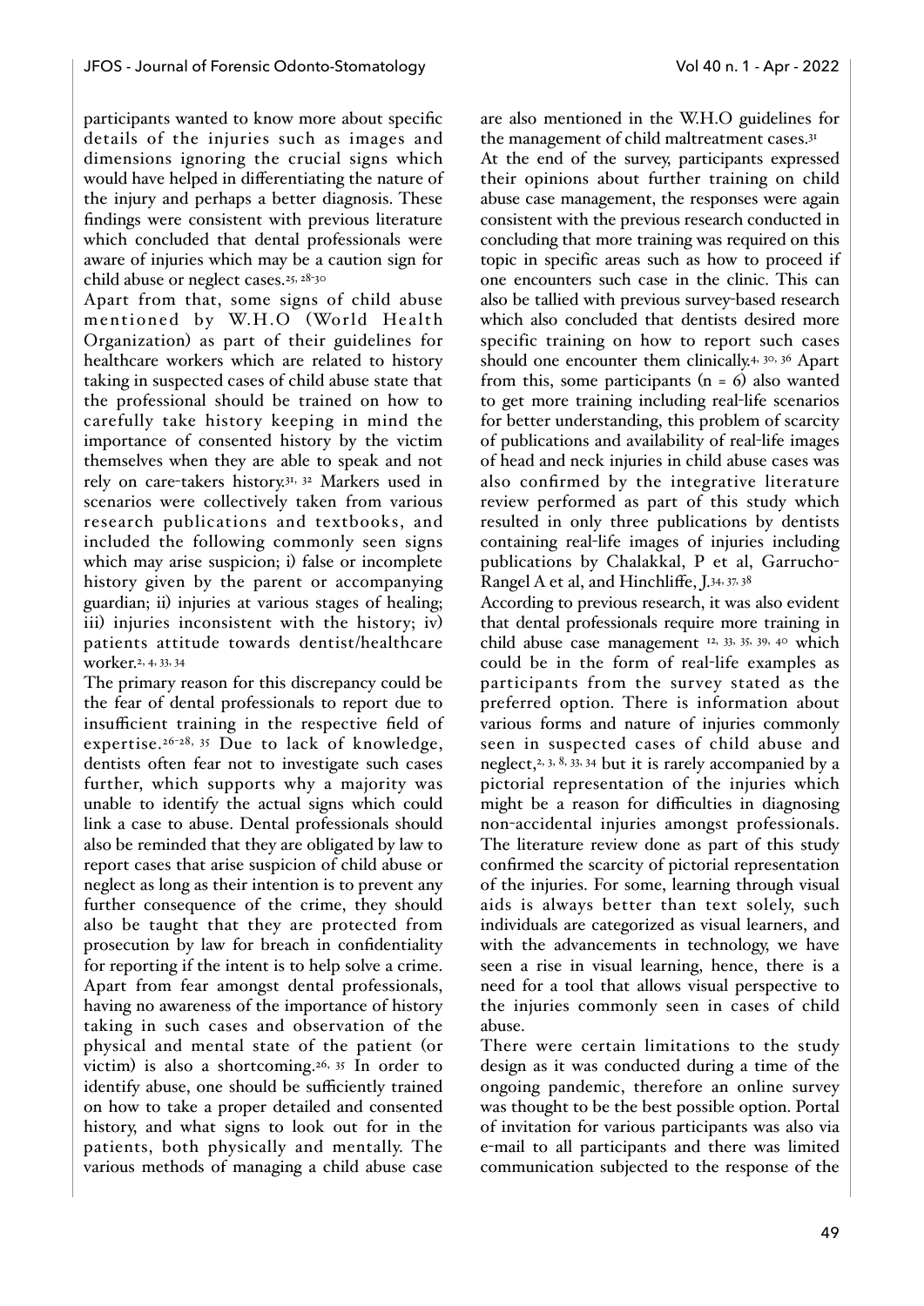participants wanted to know more about specific details of the injuries such as images and dimensions ignoring the crucial signs which would have helped in differentiating the nature of the injury and perhaps a better diagnosis. These findings were consistent with previous literature which concluded that dental professionals were aware of injuries which may be a caution sign for child abuse or neglect cases.[25, 28-30]

Apart from that, some signs of child abuse mentioned by W.H.O (World Health Organization) as part of their guidelines for healthcare workers which are related to history taking in suspected cases of child abuse state that the professional should be trained on how to carefully take history keeping in mind the importance of consented history by the victim themselves when they are able to speak and not rely on care-takers history.[31, 32] Markers used in scenarios were collectively taken from various research publications and textbooks, and included the following commonly seen signs which may arise suspicion; i) false or incomplete history given by the parent or accompanying guardian; ii) injuries at various stages of healing; iii) injuries inconsistent with the history; iv) patients attitude towards dentist/healthcare worker.[2, 4, 33, 34]

The primary reason for this discrepancy could be the fear of dental professionals to report due to insufficient training in the respective field of expertise.[26-28, 35] Due to lack of knowledge, dentists often fear not to investigate such cases further, which supports why a majority was unable to identify the actual signs which could link a case to abuse. Dental professionals should also be reminded that they are obligated by law to report cases that arise suspicion of child abuse or neglect as long as their intention is to prevent any further consequence of the crime, they should also be taught that they are protected from prosecution by law for breach in confidentiality for reporting if the intent is to help solve a crime. Apart from fear amongst dental professionals, having no awareness of the importance of history taking in such cases and observation of the physical and mental state of the patient (or victim) is also a shortcoming.[26, 35] In order to identify abuse, one should be sufficiently trained on how to take a proper detailed and consented history, and what signs to look out for in the patients, both physically and mentally. The various methods of managing a child abuse case are also mentioned in the W.H.O guidelines for the management of child maltreatment cases.[31]

At the end of the survey, participants expressed their opinions about further training on child abuse case management, the responses were again consistent with the previous research conducted in concluding that more training was required on this topic in specific areas such as how to proceed if one encounters such case in the clinic. This can also be tallied with previous survey-based research which also concluded that dentists desired more specific training on how to report such cases should one encounter them clinically.[4, 30, 36] Apart from this, some participants (n = 6) also wanted to get more training including real-life scenarios for better understanding, this problem of scarcity of publications and availability of real-life images of head and neck injuries in child abuse cases was also confirmed by the integrative literature review performed as part of this study which resulted in only three publications by dentists containing real-life images of injuries including publications by Chalakkal, P et al, Garrucho-Rangel A et al, and Hinchliffe, J.[34, 37, 38]

According to previous research, it was also evident that dental professionals require more training in child abuse case management [12, 33, 35, 39, 40] which could be in the form of real-life examples as participants from the survey stated as the preferred option. There is information about various forms and nature of injuries commonly seen in suspected cases of child abuse and neglect,[2, 3, 8, 33, 34] but it is rarely accompanied by a pictorial representation of the injuries which might be a reason for difficulties in diagnosing non-accidental injuries amongst professionals. The literature review done as part of this study confirmed the scarcity of pictorial representation of the injuries. For some, learning through visual aids is always better than text solely, such individuals are categorized as visual learners, and with the advancements in technology, we have seen a rise in visual learning, hence, there is a need for a tool that allows visual perspective to the injuries commonly seen in cases of child abuse.

There were certain limitations to the study design as it was conducted during a time of the ongoing pandemic, therefore an online survey was thought to be the best possible option. Portal of invitation for various participants was also via e-mail to all participants and there was limited communication subjected to the response of the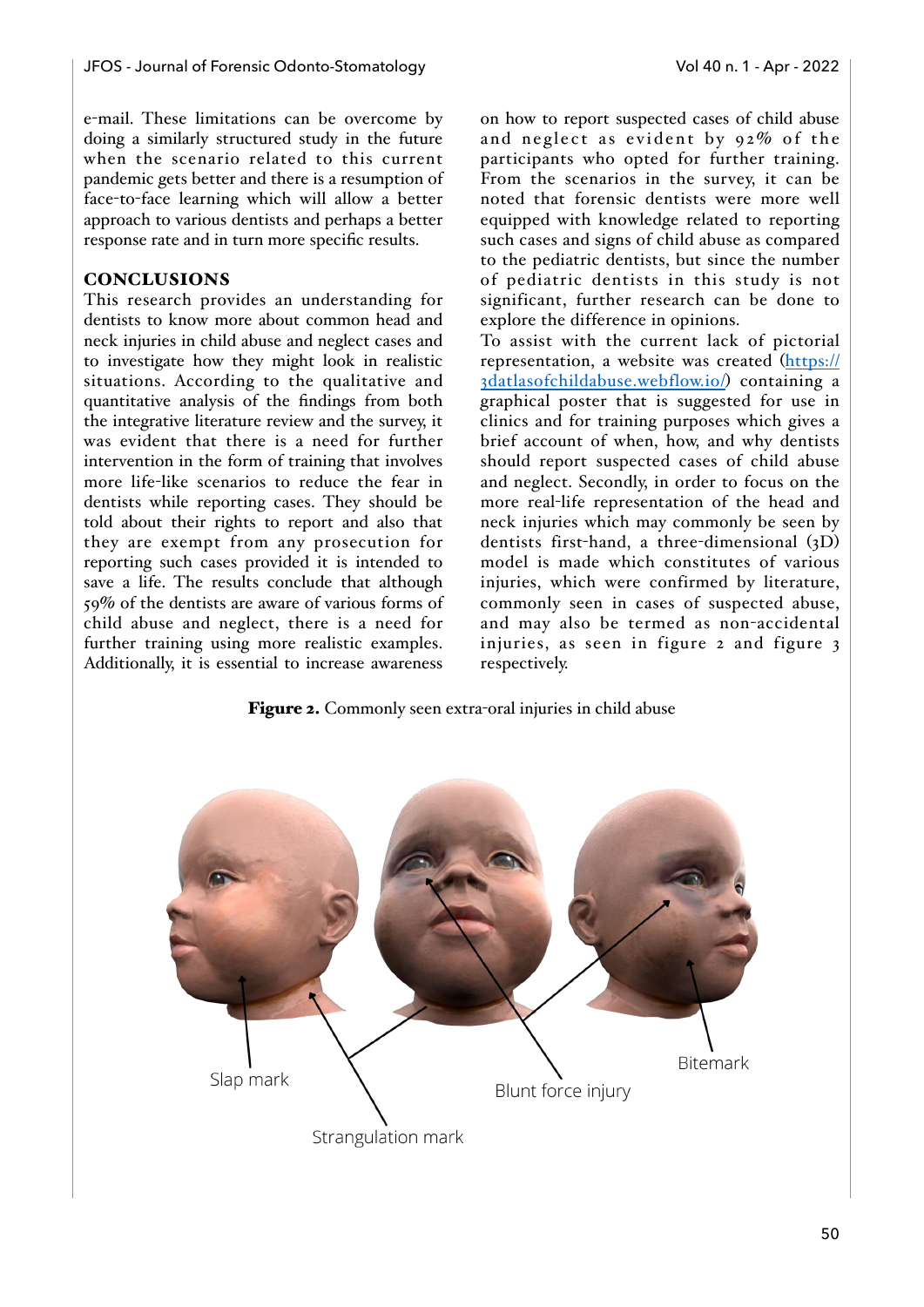e-mail. These limitations can be overcome by doing a similarly structured study in the future when the scenario related to this current pandemic gets better and there is a resumption of face-to-face learning which will allow a better approach to various dentists and perhaps a better response rate and in turn more specific results.

## CONCLUSIONS

This research provides an understanding for dentists to know more about common head and neck injuries in child abuse and neglect cases and to investigate how they might look in realistic situations. According to the qualitative and quantitative analysis of the findings from both the integrative literature review and the survey, it was evident that there is a need for further intervention in the form of training that involves more life-like scenarios to reduce the fear in dentists while reporting cases. They should be told about their rights to report and also that they are exempt from any prosecution for reporting such cases provided it is intended to save a life. The results conclude that although 59% of the dentists are aware of various forms of child abuse and neglect, there is a need for further training using more realistic examples. Additionally, it is essential to increase awareness on how to report suspected cases of child abuse and neglect as evident by 92% of the participants who opted for further training. From the scenarios in the survey, it can be noted that forensic dentists were more well equipped with knowledge related to reporting such cases and signs of child abuse as compared to the pediatric dentists, but since the number of pediatric dentists in this study is not significant, further research can be done to explore the difference in opinions.

To assist with the current lack of pictorial representation, a website was created (https://3datlasofchildabuse.webflow.io/) containing a graphical poster that is suggested for use in clinics and for training purposes which gives a brief account of when, how, and why dentists should report suspected cases of child abuse and neglect. Secondly, in order to focus on the more real-life representation of the head and neck injuries which may commonly be seen by dentists first-hand, a three-dimensional (3D) model is made which constitutes of various injuries, which were confirmed by literature, commonly seen in cases of suspected abuse, and may also be termed as non-accidental injuries, as seen in figure 2 and figure 3 respectively.

**Figure 2.** Commonly seen extra-oral injuries in child abuse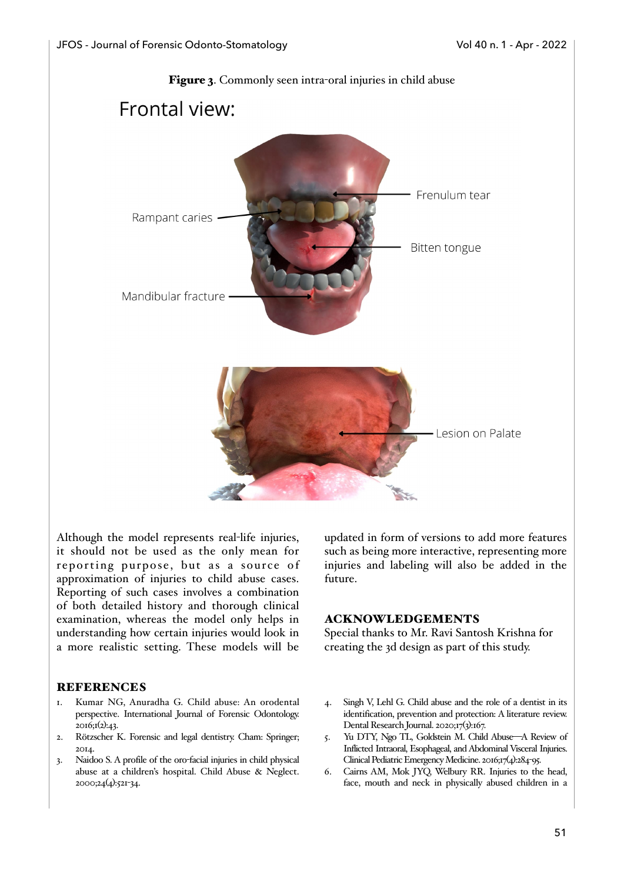**Figure 3**. Commonly seen intra-oral injuries in child abuse

Although the model represents real-life injuries, it should not be used as the only mean for reporting purpose, but as a source of approximation of injuries to child abuse cases. Reporting of such cases involves a combination of both detailed history and thorough clinical examination, whereas the model only helps in understanding how certain injuries would look in a more realistic setting. These models will be updated in form of versions to add more features such as being more interactive, representing more injuries and labeling will also be added in the future.

## ACKNOWLEDGEMENTS

Special thanks to Mr. Ravi Santosh Krishna for creating the 3d design as part of this study.

## REFERENCES

1. Kumar NG, Anuradha G. Child abuse: An orodental perspective. International Journal of Forensic Odontology. 2016;1(2):43.
2. Rötzscher K. Forensic and legal dentistry. Cham: Springer; 2014.
3. Naidoo S. A profile of the oro-facial injuries in child physical abuse at a children's hospital. Child Abuse & Neglect. 2000;24(4):521-34.
4. Singh V, Lehl G. Child abuse and the role of a dentist in its identification, prevention and protection: A literature review. Dental Research Journal. 2020;17(3):167.
5. Yu DTY, Ngo TL, Goldstein M. Child Abuse—A Review of Inflicted Intraoral, Esophageal, and Abdominal Visceral Injuries. Clinical Pediatric Emergency Medicine. 2016;17(4):284-95.
6. Cairns AM, Mok JYQ, Welbury RR. Injuries to the head, face, mouth and neck in physically abused children in a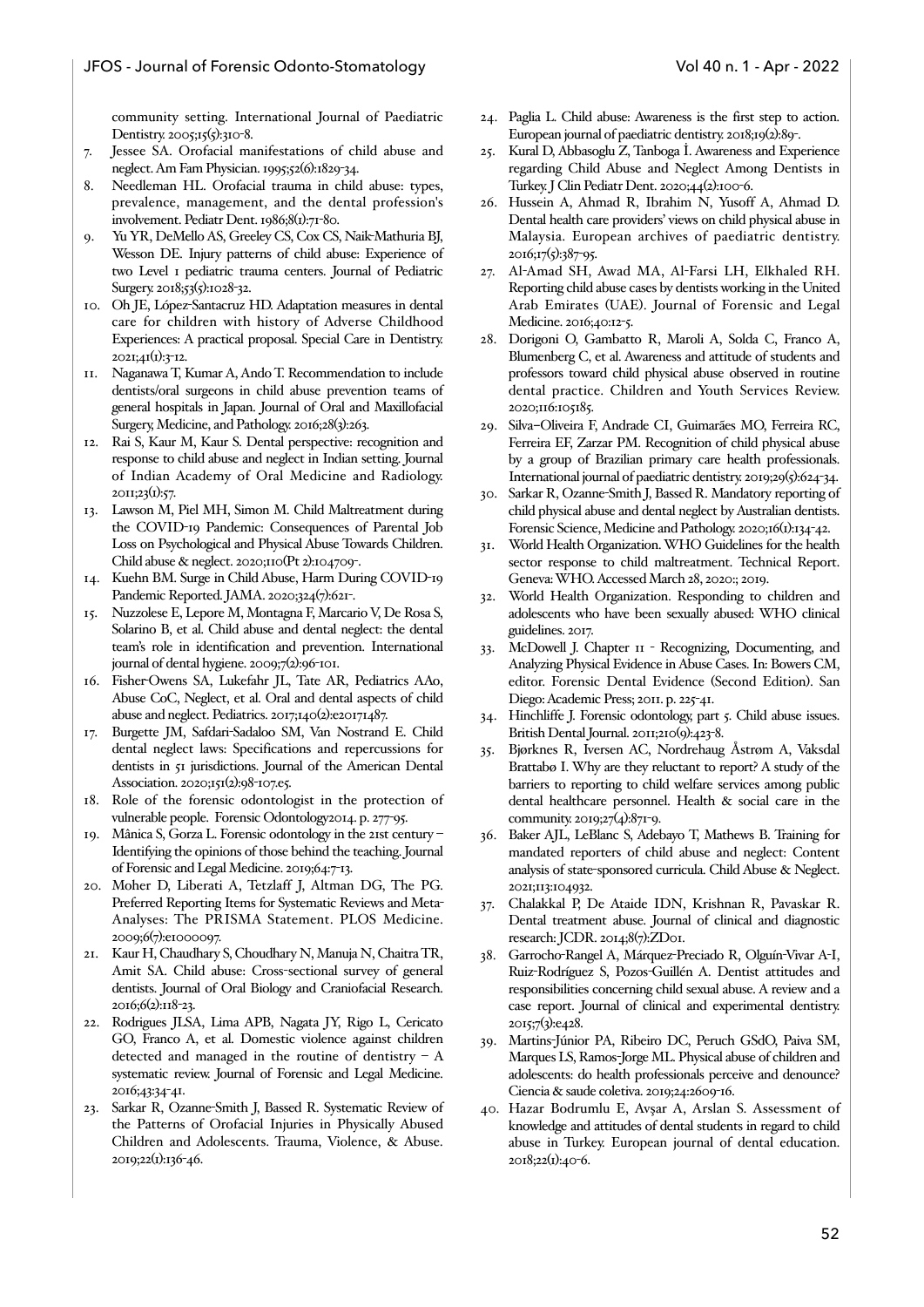community setting. International Journal of Paediatric Dentistry. 2005;15(5):310-8.

7. Jessee SA. Orofacial manifestations of child abuse and neglect. Am Fam Physician. 1995;52(6):1829-34.
8. Needleman HL. Orofacial trauma in child abuse: types, prevalence, management, and the dental profession's involvement. Pediatr Dent. 1986;8(1):71-80.
9. Yu YR, DeMello AS, Greeley CS, Cox CS, Naik-Mathuria BJ, Wesson DE. Injury patterns of child abuse: Experience of two Level 1 pediatric trauma centers. Journal of Pediatric Surgery. 2018;53(5):1028-32.
10. Oh JE, López-Santacruz HD. Adaptation measures in dental care for children with history of Adverse Childhood Experiences: A practical proposal. Special Care in Dentistry. 2021;41(1):3-12.
11. Naganawa T, Kumar A, Ando T. Recommendation to include dentists/oral surgeons in child abuse prevention teams of general hospitals in Japan. Journal of Oral and Maxillofacial Surgery, Medicine, and Pathology. 2016;28(3):263.
12. Rai S, Kaur M, Kaur S. Dental perspective: recognition and response to child abuse and neglect in Indian setting. Journal of Indian Academy of Oral Medicine and Radiology. 2011;23(1):57.
13. Lawson M, Piel MH, Simon M. Child Maltreatment during the COVID-19 Pandemic: Consequences of Parental Job Loss on Psychological and Physical Abuse Towards Children. Child abuse & neglect. 2020;110(Pt 2):104709-.
14. Kuehn BM. Surge in Child Abuse, Harm During COVID-19 Pandemic Reported. JAMA. 2020;324(7):621-.
15. Nuzzolese E, Lepore M, Montagna F, Marcario V, De Rosa S, Solarino B, et al. Child abuse and dental neglect: the dental team's role in identification and prevention. International journal of dental hygiene. 2009;7(2):96-101.
16. Fisher-Owens SA, Lukefahr JL, Tate AR, Pediatrics AAo, Abuse CoC, Neglect, et al. Oral and dental aspects of child abuse and neglect. Pediatrics. 2017;140(2):e20171487.
17. Burgette JM, Safdari-Sadaloo SM, Van Nostrand E. Child dental neglect laws: Specifications and repercussions for dentists in 51 jurisdictions. Journal of the American Dental Association. 2020;151(2):98-107.e5.
18. Role of the forensic odontologist in the protection of vulnerable people. Forensic Odontology2014. p. 277-95.
19. Mânica S, Gorza L. Forensic odontology in the 21st century – Identifying the opinions of those behind the teaching. Journal of Forensic and Legal Medicine. 2019;64:7-13.
20. Moher D, Liberati A, Tetzlaff J, Altman DG, The PG. Preferred Reporting Items for Systematic Reviews and Meta-Analyses: The PRISMA Statement. PLOS Medicine. 2009;6(7):e1000097.
21. Kaur H, Chaudhary S, Choudhary N, Manuja N, Chaitra TR, Amit SA. Child abuse: Cross-sectional survey of general dentists. Journal of Oral Biology and Craniofacial Research. 2016;6(2):118-23.
22. Rodrigues JLSA, Lima APB, Nagata JY, Rigo L, Cericato GO, Franco A, et al. Domestic violence against children detected and managed in the routine of dentistry – A systematic review. Journal of Forensic and Legal Medicine. 2016;43:34-41.
23. Sarkar R, Ozanne-Smith J, Bassed R. Systematic Review of the Patterns of Orofacial Injuries in Physically Abused Children and Adolescents. Trauma, Violence, & Abuse. 2019;22(1):136-46.
24. Paglia L. Child abuse: Awareness is the first step to action. European journal of paediatric dentistry. 2018;19(2):89-.
25. Kural D, Abbasoglu Z, Tanboga İ. Awareness and Experience regarding Child Abuse and Neglect Among Dentists in Turkey. J Clin Pediatr Dent. 2020;44(2):100-6.
26. Hussein A, Ahmad R, Ibrahim N, Yusoff A, Ahmad D. Dental health care providers' views on child physical abuse in Malaysia. European archives of paediatric dentistry. 2016;17(5):387-95.
27. Al-Amad SH, Awad MA, Al-Farsi LH, Elkhaled RH. Reporting child abuse cases by dentists working in the United Arab Emirates (UAE). Journal of Forensic and Legal Medicine. 2016;40:12-5.
28. Dorigoni O, Gambatto R, Maroli A, Solda C, Franco A, Blumenberg C, et al. Awareness and attitude of students and professors toward child physical abuse observed in routine dental practice. Children and Youth Services Review. 2020;116:105185.
29. Silva–Oliveira F, Andrade CI, Guimarães MO, Ferreira RC, Ferreira EF, Zarzar PM. Recognition of child physical abuse by a group of Brazilian primary care health professionals. International journal of paediatric dentistry. 2019;29(5):624-34.
30. Sarkar R, Ozanne-Smith J, Bassed R. Mandatory reporting of child physical abuse and dental neglect by Australian dentists. Forensic Science, Medicine and Pathology. 2020;16(1):134-42.
31. World Health Organization. WHO Guidelines for the health sector response to child maltreatment. Technical Report. Geneva: WHO. Accessed March 28, 2020:; 2019.
32. World Health Organization. Responding to children and adolescents who have been sexually abused: WHO clinical guidelines. 2017.
33. McDowell J. Chapter 11 - Recognizing, Documenting, and Analyzing Physical Evidence in Abuse Cases. In: Bowers CM, editor. Forensic Dental Evidence (Second Edition). San Diego: Academic Press; 2011. p. 225-41.
34. Hinchliffe J. Forensic odontology, part 5. Child abuse issues. British Dental Journal. 2011;210(9):423-8.
35. Bjørknes R, Iversen AC, Nordrehaug Åstrøm A, Vaksdal Brattabø I. Why are they reluctant to report? A study of the barriers to reporting to child welfare services among public dental healthcare personnel. Health & social care in the community. 2019;27(4):871-9.
36. Baker AJL, LeBlanc S, Adebayo T, Mathews B. Training for mandated reporters of child abuse and neglect: Content analysis of state-sponsored curricula. Child Abuse & Neglect. 2021;113:104932.
37. Chalakkal P, De Ataide IDN, Krishnan R, Pavaskar R. Dental treatment abuse. Journal of clinical and diagnostic research: JCDR. 2014;8(7):ZD01.
38. Garrocho-Rangel A, Márquez-Preciado R, Olguín-Vivar A-I, Ruiz-Rodríguez S, Pozos-Guillén A. Dentist attitudes and responsibilities concerning child sexual abuse. A review and a case report. Journal of clinical and experimental dentistry. 2015;7(3):e428.
39. Martins-Júnior PA, Ribeiro DC, Peruch GSdO, Paiva SM, Marques LS, Ramos-Jorge ML. Physical abuse of children and adolescents: do health professionals perceive and denounce? Ciencia & saude coletiva. 2019;24:2609-16.
40. Hazar Bodrumlu E, Avşar A, Arslan S. Assessment of knowledge and attitudes of dental students in regard to child abuse in Turkey. European journal of dental education. 2018;22(1):40-6.